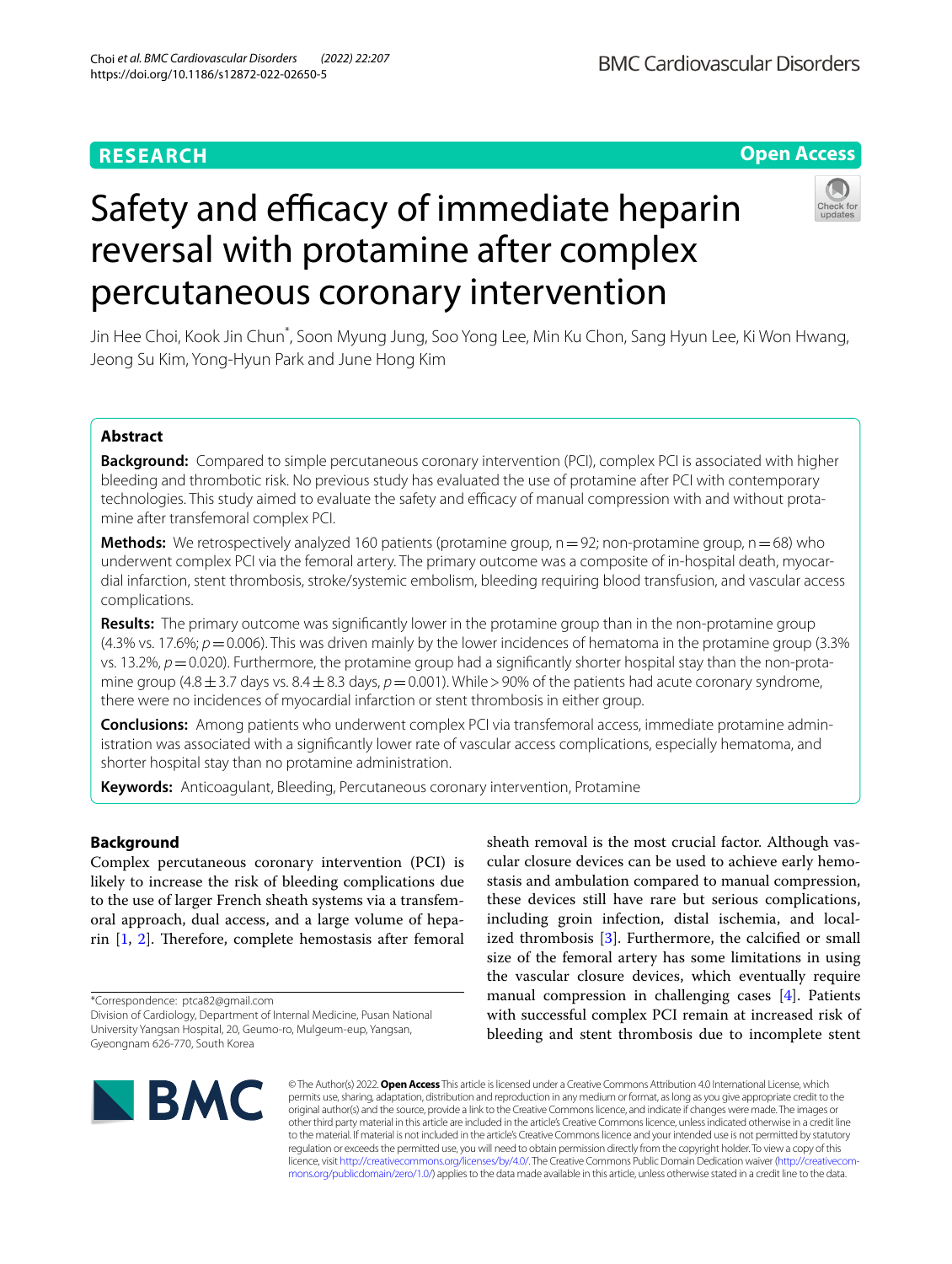RESEARCH

Open Access

# Safety and efficacy of immediate heparin reversal with protamine after complex percutaneous coronary intervention

Jin Hee Choi, Kook Jin Chun*, Soon Myung Jung, Soo Yong Lee, Min Ku Chon, Sang Hyun Lee, Ki Won Hwang, Jeong Su Kim, Yong-Hyun Park and June Hong Kim

## Abstract

**Background:** Compared to simple percutaneous coronary intervention (PCI), complex PCI is associated with higher bleeding and thrombotic risk. No previous study has evaluated the use of protamine after PCI with contemporary technologies. This study aimed to evaluate the safety and efficacy of manual compression with and without protamine after transfemoral complex PCI.

**Methods:** We retrospectively analyzed 160 patients (protamine group, n = 92; non-protamine group, n = 68) who underwent complex PCI via the femoral artery. The primary outcome was a composite of in-hospital death, myocardial infarction, stent thrombosis, stroke/systemic embolism, bleeding requiring blood transfusion, and vascular access complications.

**Results:** The primary outcome was significantly lower in the protamine group than in the non-protamine group (4.3% vs. 17.6%; $p = 0.006$). This was driven mainly by the lower incidences of hematoma in the protamine group (3.3% vs. 13.2%, $p = 0.020$). Furthermore, the protamine group had a significantly shorter hospital stay than the non-protamine group ($4.8 \pm 3.7$ days vs. $8.4 \pm 8.3$ days, $p = 0.001$). While > 90% of the patients had acute coronary syndrome, there were no incidences of myocardial infarction or stent thrombosis in either group.

**Conclusions:** Among patients who underwent complex PCI via transfemoral access, immediate protamine administration was associated with a significantly lower rate of vascular access complications, especially hematoma, and shorter hospital stay than no protamine administration.

**Keywords:** Anticoagulant, Bleeding, Percutaneous coronary intervention, Protamine

## Background

Complex percutaneous coronary intervention (PCI) is likely to increase the risk of bleeding complications due to the use of larger French sheath systems via a transfemoral approach, dual access, and a large volume of heparin [1, 2]. Therefore, complete hemostasis after femoral sheath removal is the most crucial factor. Although vascular closure devices can be used to achieve early hemostasis and ambulation compared to manual compression, these devices still have rare but serious complications, including groin infection, distal ischemia, and localized thrombosis [3]. Furthermore, the calcified or small size of the femoral artery has some limitations in using the vascular closure devices, which eventually require manual compression in challenging cases [4]. Patients with successful complex PCI remain at increased risk of bleeding and stent thrombosis due to incomplete stent

*Correspondence: ptca82@gmail.com
Division of Cardiology, Department of Internal Medicine, Pusan National University Yangsan Hospital, 20, Geumo-ro, Mulgeum-eup, Yangsan, Gyeongnam 626-770, South Korea

© The Author(s) 2022. **Open Access** This article is licensed under a Creative Commons Attribution 4.0 International License, which permits use, sharing, adaptation, distribution and reproduction in any medium or format, as long as you give appropriate credit to the original author(s) and the source, provide a link to the Creative Commons licence, and indicate if changes were made. The images or other third party material in this article are included in the article's Creative Commons licence, unless indicated otherwise in a credit line to the material. If material is not included in the article's Creative Commons licence and your intended use is not permitted by statutory regulation or exceeds the permitted use, you will need to obtain permission directly from the copyright holder. To view a copy of this licence, visit http://creativecommons.org/licenses/by/4.0/. The Creative Commons Public Domain Dedication waiver (http://creativecommons.org/publicdomain/zero/1.0/) applies to the data made available in this article, unless otherwise stated in a credit line to the data.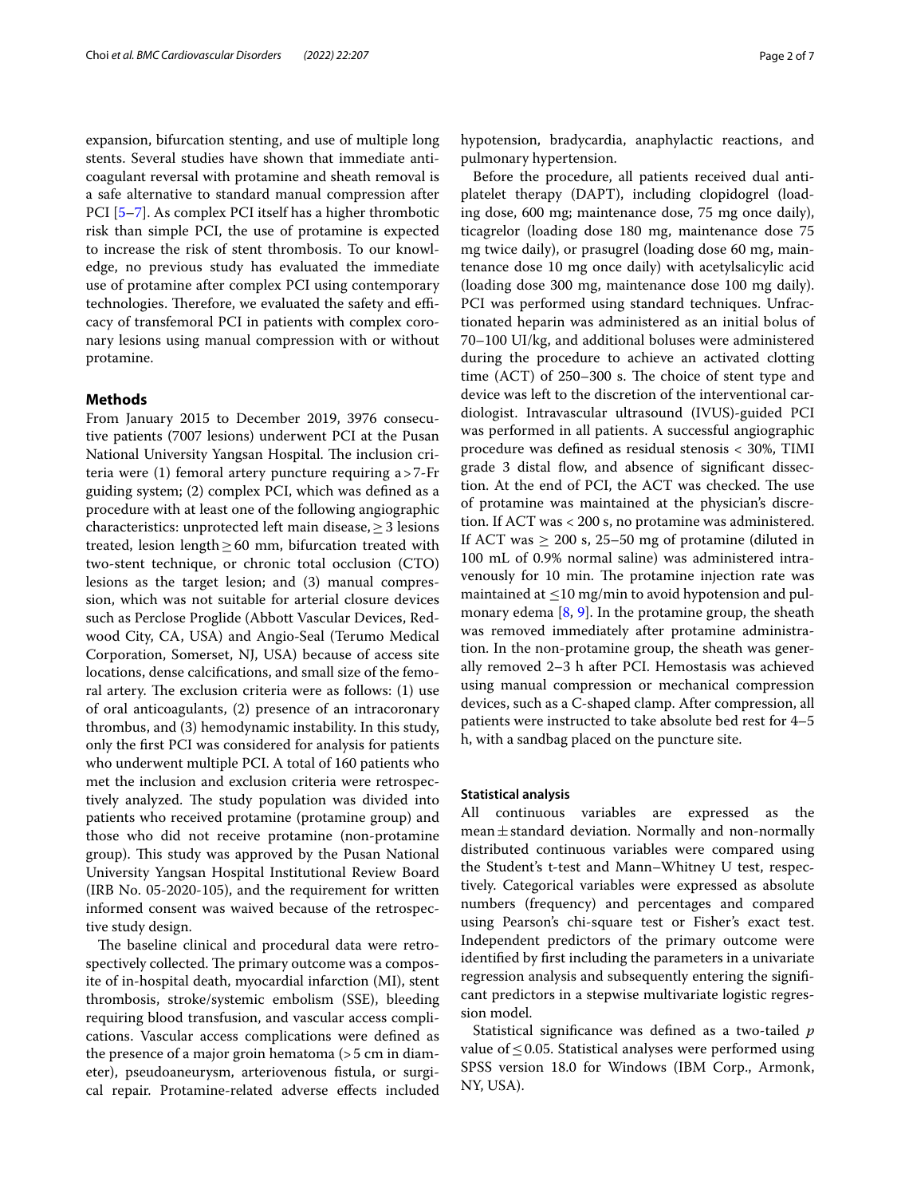expansion, bifurcation stenting, and use of multiple long stents. Several studies have shown that immediate anticoagulant reversal with protamine and sheath removal is a safe alternative to standard manual compression after PCI [5–7]. As complex PCI itself has a higher thrombotic risk than simple PCI, the use of protamine is expected to increase the risk of stent thrombosis. To our knowledge, no previous study has evaluated the immediate use of protamine after complex PCI using contemporary technologies. Therefore, we evaluated the safety and efficacy of transfemoral PCI in patients with complex coronary lesions using manual compression with or without protamine.

## Methods

From January 2015 to December 2019, 3976 consecutive patients (7007 lesions) underwent PCI at the Pusan National University Yangsan Hospital. The inclusion criteria were (1) femoral artery puncture requiring a > 7-Fr guiding system; (2) complex PCI, which was defined as a procedure with at least one of the following angiographic characteristics: unprotected left main disease, ≥ 3 lesions treated, lesion length ≥ 60 mm, bifurcation treated with two-stent technique, or chronic total occlusion (CTO) lesions as the target lesion; and (3) manual compression, which was not suitable for arterial closure devices such as Perclose Proglide (Abbott Vascular Devices, Redwood City, CA, USA) and Angio-Seal (Terumo Medical Corporation, Somerset, NJ, USA) because of access site locations, dense calcifications, and small size of the femoral artery. The exclusion criteria were as follows: (1) use of oral anticoagulants, (2) presence of an intracoronary thrombus, and (3) hemodynamic instability. In this study, only the first PCI was considered for analysis for patients who underwent multiple PCI. A total of 160 patients who met the inclusion and exclusion criteria were retrospectively analyzed. The study population was divided into patients who received protamine (protamine group) and those who did not receive protamine (non-protamine group). This study was approved by the Pusan National University Yangsan Hospital Institutional Review Board (IRB No. 05-2020-105), and the requirement for written informed consent was waived because of the retrospective study design.

The baseline clinical and procedural data were retrospectively collected. The primary outcome was a composite of in-hospital death, myocardial infarction (MI), stent thrombosis, stroke/systemic embolism (SSE), bleeding requiring blood transfusion, and vascular access complications. Vascular access complications were defined as the presence of a major groin hematoma (> 5 cm in diameter), pseudoaneurysm, arteriovenous fistula, or surgical repair. Protamine-related adverse effects included hypotension, bradycardia, anaphylactic reactions, and pulmonary hypertension.

Before the procedure, all patients received dual antiplatelet therapy (DAPT), including clopidogrel (loading dose, 600 mg; maintenance dose, 75 mg once daily), ticagrelor (loading dose 180 mg, maintenance dose 75 mg twice daily), or prasugrel (loading dose 60 mg, maintenance dose 10 mg once daily) with acetylsalicylic acid (loading dose 300 mg, maintenance dose 100 mg daily). PCI was performed using standard techniques. Unfractionated heparin was administered as an initial bolus of 70–100 UI/kg, and additional boluses were administered during the procedure to achieve an activated clotting time (ACT) of 250–300 s. The choice of stent type and device was left to the discretion of the interventional cardiologist. Intravascular ultrasound (IVUS)-guided PCI was performed in all patients. A successful angiographic procedure was defined as residual stenosis < 30%, TIMI grade 3 distal flow, and absence of significant dissection. At the end of PCI, the ACT was checked. The use of protamine was maintained at the physician's discretion. If ACT was < 200 s, no protamine was administered. If ACT was ≥ 200 s, 25–50 mg of protamine (diluted in 100 mL of 0.9% normal saline) was administered intravenously for 10 min. The protamine injection rate was maintained at ≤10 mg/min to avoid hypotension and pulmonary edema [8, 9]. In the protamine group, the sheath was removed immediately after protamine administration. In the non-protamine group, the sheath was generally removed 2–3 h after PCI. Hemostasis was achieved using manual compression or mechanical compression devices, such as a C-shaped clamp. After compression, all patients were instructed to take absolute bed rest for 4–5 h, with a sandbag placed on the puncture site.

### Statistical analysis

All continuous variables are expressed as the mean ± standard deviation. Normally and non-normally distributed continuous variables were compared using the Student's t-test and Mann–Whitney U test, respectively. Categorical variables were expressed as absolute numbers (frequency) and percentages and compared using Pearson's chi-square test or Fisher's exact test. Independent predictors of the primary outcome were identified by first including the parameters in a univariate regression analysis and subsequently entering the significant predictors in a stepwise multivariate logistic regression model.

Statistical significance was defined as a two-tailed $p$ value of ≤ 0.05. Statistical analyses were performed using SPSS version 18.0 for Windows (IBM Corp., Armonk, NY, USA).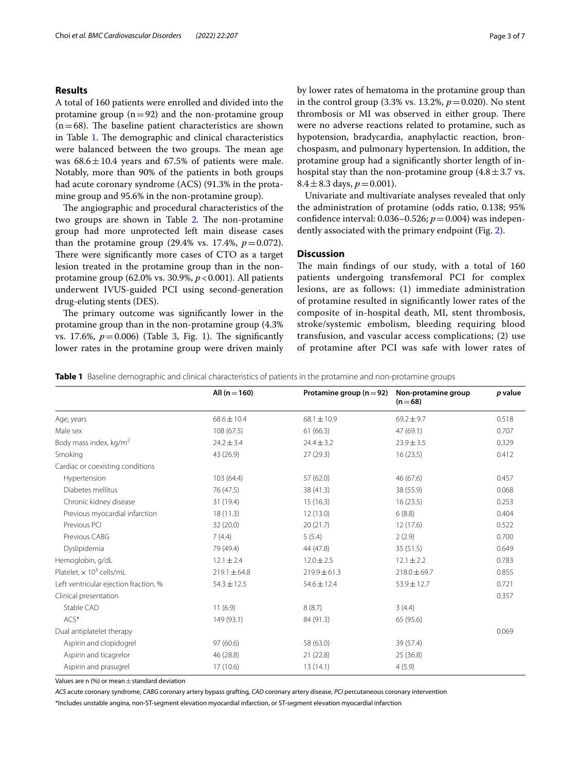## Results

A total of 160 patients were enrolled and divided into the protamine group (n = 92) and the non-protamine group (n = 68). The baseline patient characteristics are shown in Table 1. The demographic and clinical characteristics were balanced between the two groups. The mean age was 68.6 ± 10.4 years and 67.5% of patients were male. Notably, more than 90% of the patients in both groups had acute coronary syndrome (ACS) (91.3% in the protamine group and 95.6% in the non-protamine group).

The angiographic and procedural characteristics of the two groups are shown in Table 2. The non-protamine group had more unprotected left main disease cases than the protamine group (29.4% vs. 17.4%, $p = 0.072$). There were significantly more cases of CTO as a target lesion treated in the protamine group than in the non-protamine group (62.0% vs. 30.9%, $p < 0.001$). All patients underwent IVUS-guided PCI using second-generation drug-eluting stents (DES).

The primary outcome was significantly lower in the protamine group than in the non-protamine group (4.3% vs. 17.6%, $p = 0.006$) (Table 3, Fig. 1). The significantly lower rates in the protamine group were driven mainly by lower rates of hematoma in the protamine group than in the control group (3.3% vs. 13.2%, $p = 0.020$). No stent thrombosis or MI was observed in either group. There were no adverse reactions related to protamine, such as hypotension, bradycardia, anaphylactic reaction, bronchospasm, and pulmonary hypertension. In addition, the protamine group had a significantly shorter length of in-hospital stay than the non-protamine group (4.8 ± 3.7 vs. 8.4 ± 8.3 days, $p = 0.001$).

Univariate and multivariate analyses revealed that only the administration of protamine (odds ratio, 0.138; 95% confidence interval: 0.036–0.526; $p = 0.004$) was independently associated with the primary endpoint (Fig. 2).

## Discussion

The main findings of our study, with a total of 160 patients undergoing transfemoral PCI for complex lesions, are as follows: (1) immediate administration of protamine resulted in significantly lower rates of the composite of in-hospital death, MI, stent thrombosis, stroke/systemic embolism, bleeding requiring blood transfusion, and vascular access complications; (2) use of protamine after PCI was safe with lower rates of

**Table 1** Baseline demographic and clinical characteristics of patients in the protamine and non-protamine groups

| | All (n = 160) | Protamine group (n = 92) | Non-protamine group (n = 68) | *p* value |
|---|---|---|---|---|
| Age, years | 68.6 ± 10.4 | 68.1 ± 10.9 | 69.2 ± 9.7 | 0.518 |
| Male sex | 108 (67.5) | 61 (66.3) | 47 (69.1) | 0.707 |
| Body mass index, kg/m$^2$ | 24.2 ± 3.4 | 24.4 ± 3.2 | 23.9 ± 3.5 | 0.329 |
| Smoking | 43 (26.9) | 27 (29.3) | 16 (23.5) | 0.412 |
| Cardiac or coexisting conditions | | | | |
| Hypertension | 103 (64.4) | 57 (62.0) | 46 (67.6) | 0.457 |
| Diabetes mellitus | 76 (47.5) | 38 (41.3) | 38 (55.9) | 0.068 |
| Chronic kidney disease | 31 (19.4) | 15 (16.3) | 16 (23.5) | 0.253 |
| Previous myocardial infarction | 18 (11.3) | 12 (13.0) | 6 (8.8) | 0.404 |
| Previous PCI | 32 (20.0) | 20 (21.7) | 12 (17.6) | 0.522 |
| Previous CABG | 7 (4.4) | 5 (5.4) | 2 (2.9) | 0.700 |
| Dyslipidemia | 79 (49.4) | 44 (47.8) | 35 (51.5) | 0.649 |
| Hemoglobin, g/dL | 12.1 ± 2.4 | 12.0 ± 2.5 | 12.1 ± 2.2 | 0.783 |
| Platelet, × 10$^3$ cells/mL | 219.1 ± 64.8 | 219.9 ± 61.3 | 218.0 ± 69.7 | 0.855 |
| Left ventricular ejection fraction, % | 54.3 ± 12.5 | 54.6 ± 12.4 | 53.9 ± 12.7 | 0.721 |
| Clinical presentation | | | | 0.357 |
| Stable CAD | 11 (6.9) | 8 (8.7) | 3 (4.4) | |
| ACS* | 149 (93.1) | 84 (91.3) | 65 (95.6) | |
| Dual antiplatelet therapy | | | | 0.069 |
| Aspirin and clopidogrel | 97 (60.6) | 58 (63.0) | 39 (57.4) | |
| Aspirin and ticagrelor | 46 (28.8) | 21 (22.8) | 25 (36.8) | |
| Aspirin and prasugrel | 17 (10.6) | 13 (14.1) | 4 (5.9) | |

Values are n (%) or mean ± standard deviation

*ACS* acute coronary syndrome, *CABG* coronary artery bypass grafting, *CAD* coronary artery disease, *PCI* percutaneous coronary intervention

*Includes unstable angina, non-ST-segment elevation myocardial infarction, or ST-segment elevation myocardial infarction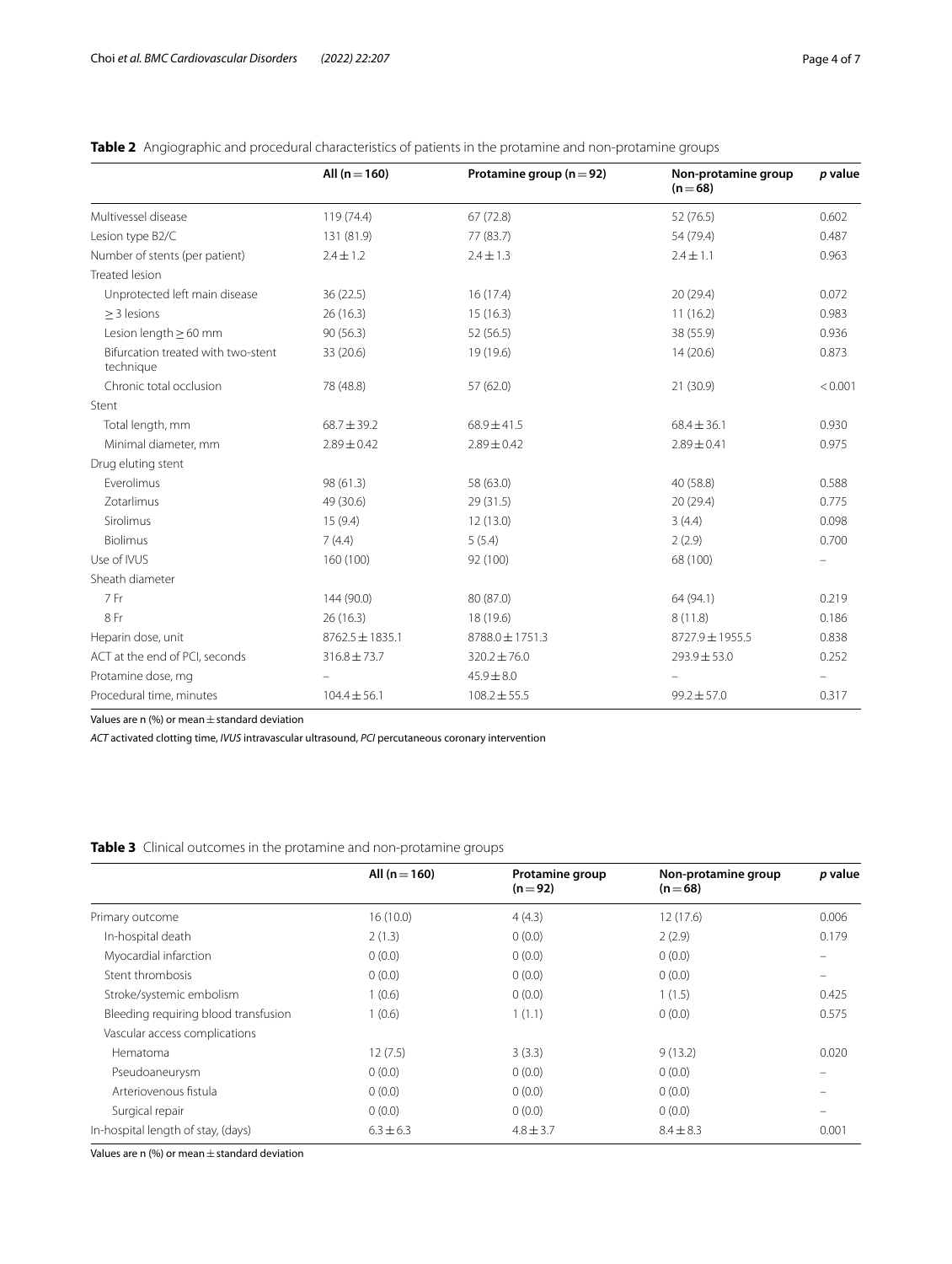**Table 2** Angiographic and procedural characteristics of patients in the protamine and non-protamine groups

| | All (n = 160) | Protamine group (n = 92) | Non-protamine group (n = 68) | *p* value |
|---|---|---|---|---|
| Multivessel disease | 119 (74.4) | 67 (72.8) | 52 (76.5) | 0.602 |
| Lesion type B2/C | 131 (81.9) | 77 (83.7) | 54 (79.4) | 0.487 |
| Number of stents (per patient) | 2.4 ± 1.2 | 2.4 ± 1.3 | 2.4 ± 1.1 | 0.963 |
| Treated lesion | | | | |
| Unprotected left main disease | 36 (22.5) | 16 (17.4) | 20 (29.4) | 0.072 |
| ≥ 3 lesions | 26 (16.3) | 15 (16.3) | 11 (16.2) | 0.983 |
| Lesion length ≥ 60 mm | 90 (56.3) | 52 (56.5) | 38 (55.9) | 0.936 |
| Bifurcation treated with two-stent technique | 33 (20.6) | 19 (19.6) | 14 (20.6) | 0.873 |
| Chronic total occlusion | 78 (48.8) | 57 (62.0) | 21 (30.9) | < 0.001 |
| Stent | | | | |
| Total length, mm | 68.7 ± 39.2 | 68.9 ± 41.5 | 68.4 ± 36.1 | 0.930 |
| Minimal diameter, mm | 2.89 ± 0.42 | 2.89 ± 0.42 | 2.89 ± 0.41 | 0.975 |
| Drug eluting stent | | | | |
| Everolimus | 98 (61.3) | 58 (63.0) | 40 (58.8) | 0.588 |
| Zotarlimus | 49 (30.6) | 29 (31.5) | 20 (29.4) | 0.775 |
| Sirolimus | 15 (9.4) | 12 (13.0) | 3 (4.4) | 0.098 |
| Biolimus | 7 (4.4) | 5 (5.4) | 2 (2.9) | 0.700 |
| Use of IVUS | 160 (100) | 92 (100) | 68 (100) | – |
| Sheath diameter | | | | |
| 7 Fr | 144 (90.0) | 80 (87.0) | 64 (94.1) | 0.219 |
| 8 Fr | 26 (16.3) | 18 (19.6) | 8 (11.8) | 0.186 |
| Heparin dose, unit | 8762.5 ± 1835.1 | 8788.0 ± 1751.3 | 8727.9 ± 1955.5 | 0.838 |
| ACT at the end of PCI, seconds | 316.8 ± 73.7 | 320.2 ± 76.0 | 293.9 ± 53.0 | 0.252 |
| Protamine dose, mg | – | 45.9 ± 8.0 | – | – |
| Procedural time, minutes | 104.4 ± 56.1 | 108.2 ± 55.5 | 99.2 ± 57.0 | 0.317 |

Values are n (%) or mean ± standard deviation

*ACT* activated clotting time, *IVUS* intravascular ultrasound, *PCI* percutaneous coronary intervention

**Table 3** Clinical outcomes in the protamine and non-protamine groups

| | All (n = 160) | Protamine group (n = 92) | Non-protamine group (n = 68) | *p* value |
|---|---|---|---|---|
| Primary outcome | 16 (10.0) | 4 (4.3) | 12 (17.6) | 0.006 |
| In-hospital death | 2 (1.3) | 0 (0.0) | 2 (2.9) | 0.179 |
| Myocardial infarction | 0 (0.0) | 0 (0.0) | 0 (0.0) | – |
| Stent thrombosis | 0 (0.0) | 0 (0.0) | 0 (0.0) | – |
| Stroke/systemic embolism | 1 (0.6) | 0 (0.0) | 1 (1.5) | 0.425 |
| Bleeding requiring blood transfusion | 1 (0.6) | 1 (1.1) | 0 (0.0) | 0.575 |
| Vascular access complications | | | | |
| Hematoma | 12 (7.5) | 3 (3.3) | 9 (13.2) | 0.020 |
| Pseudoaneurysm | 0 (0.0) | 0 (0.0) | 0 (0.0) | – |
| Arteriovenous fistula | 0 (0.0) | 0 (0.0) | 0 (0.0) | – |
| Surgical repair | 0 (0.0) | 0 (0.0) | 0 (0.0) | – |
| In-hospital length of stay, (days) | 6.3 ± 6.3 | 4.8 ± 3.7 | 8.4 ± 8.3 | 0.001 |

Values are n (%) or mean ± standard deviation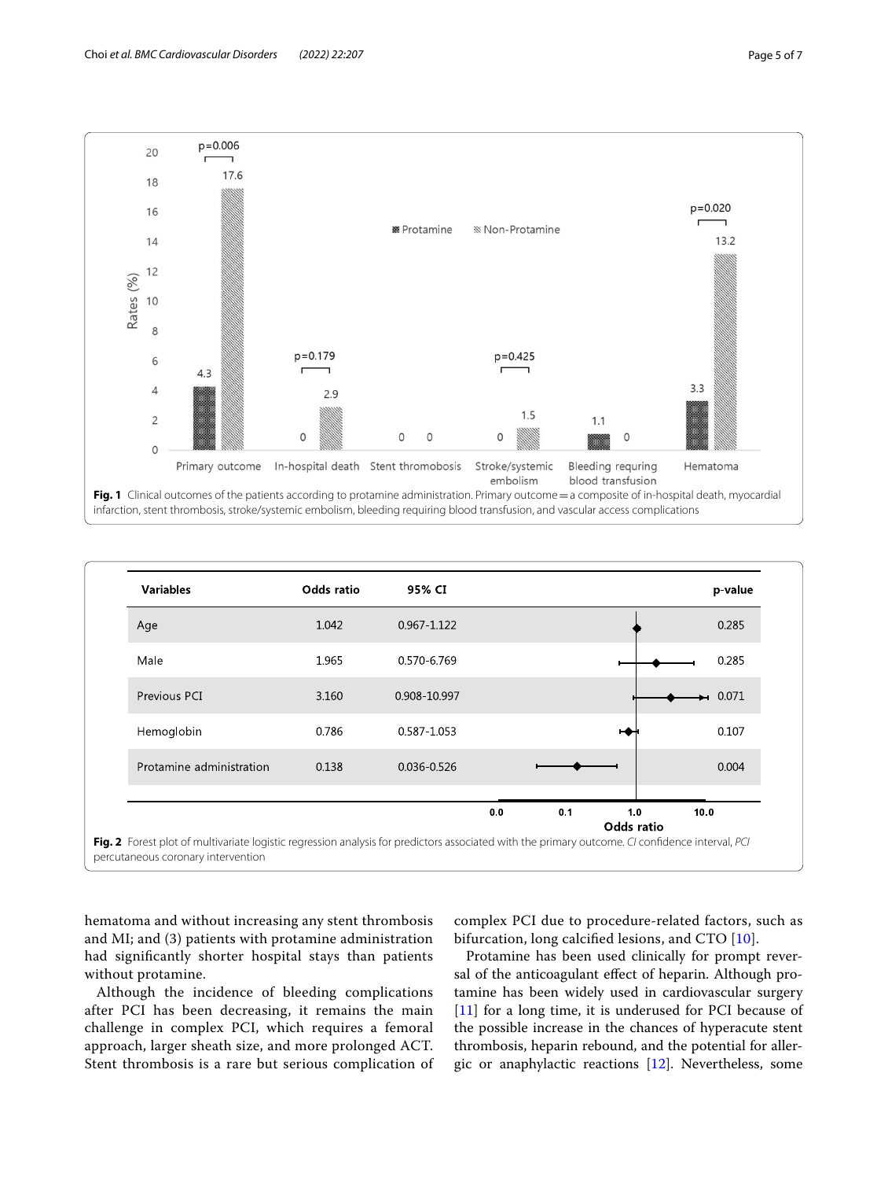Fig. 1 Clinical outcomes of the patients according to protamine administration. Primary outcome = a composite of in-hospital death, myocardial infarction, stent thrombosis, stroke/systemic embolism, bleeding requiring blood transfusion, and vascular access complications

| Variables | Odds ratio | 95% CI | p-value |
|---|---|---|---|
| Age | 1.042 | 0.967-1.122 | 0.285 |
| Male | 1.965 | 0.570-6.769 | 0.285 |
| Previous PCI | 3.160 | 0.908-10.997 | 0.071 |
| Hemoglobin | 0.786 | 0.587-1.053 | 0.107 |
| Protamine administration | 0.138 | 0.036-0.526 | 0.004 |

Fig. 2 Forest plot of multivariate logistic regression analysis for predictors associated with the primary outcome. *CI* confidence interval, *PCI* percutaneous coronary intervention

hematoma and without increasing any stent thrombosis and MI; and (3) patients with protamine administration had significantly shorter hospital stays than patients without protamine.

Although the incidence of bleeding complications after PCI has been decreasing, it remains the main challenge in complex PCI, which requires a femoral approach, larger sheath size, and more prolonged ACT. Stent thrombosis is a rare but serious complication of complex PCI due to procedure-related factors, such as bifurcation, long calcified lesions, and CTO [10].

Protamine has been used clinically for prompt reversal of the anticoagulant effect of heparin. Although protamine has been widely used in cardiovascular surgery [11] for a long time, it is underused for PCI because of the possible increase in the chances of hyperacute stent thrombosis, heparin rebound, and the potential for allergic or anaphylactic reactions [12]. Nevertheless, some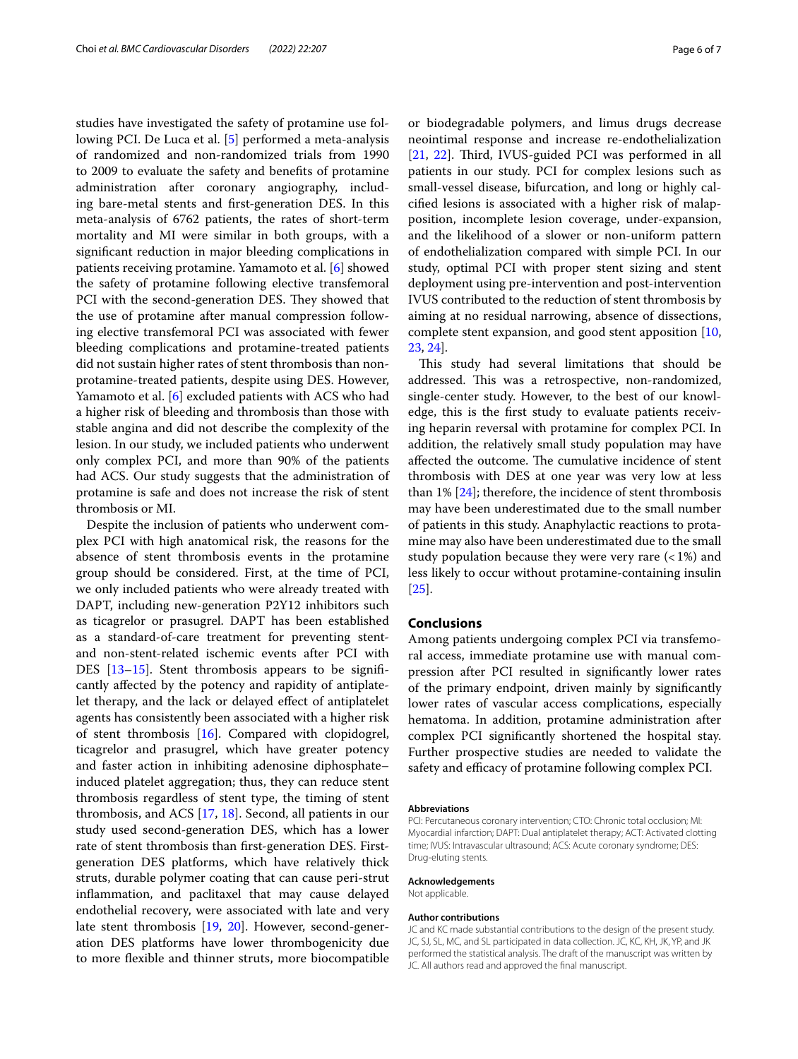studies have investigated the safety of protamine use following PCI. De Luca et al. [5] performed a meta-analysis of randomized and non-randomized trials from 1990 to 2009 to evaluate the safety and benefits of protamine administration after coronary angiography, including bare-metal stents and first-generation DES. In this meta-analysis of 6762 patients, the rates of short-term mortality and MI were similar in both groups, with a significant reduction in major bleeding complications in patients receiving protamine. Yamamoto et al. [6] showed the safety of protamine following elective transfemoral PCI with the second-generation DES. They showed that the use of protamine after manual compression following elective transfemoral PCI was associated with fewer bleeding complications and protamine-treated patients did not sustain higher rates of stent thrombosis than non-protamine-treated patients, despite using DES. However, Yamamoto et al. [6] excluded patients with ACS who had a higher risk of bleeding and thrombosis than those with stable angina and did not describe the complexity of the lesion. In our study, we included patients who underwent only complex PCI, and more than 90% of the patients had ACS. Our study suggests that the administration of protamine is safe and does not increase the risk of stent thrombosis or MI.

Despite the inclusion of patients who underwent complex PCI with high anatomical risk, the reasons for the absence of stent thrombosis events in the protamine group should be considered. First, at the time of PCI, we only included patients who were already treated with DAPT, including new-generation P2Y12 inhibitors such as ticagrelor or prasugrel. DAPT has been established as a standard-of-care treatment for preventing stent- and non-stent-related ischemic events after PCI with DES [13–15]. Stent thrombosis appears to be significantly affected by the potency and rapidity of antiplatelet therapy, and the lack or delayed effect of antiplatelet agents has consistently been associated with a higher risk of stent thrombosis [16]. Compared with clopidogrel, ticagrelor and prasugrel, which have greater potency and faster action in inhibiting adenosine diphosphate–induced platelet aggregation; thus, they can reduce stent thrombosis regardless of stent type, the timing of stent thrombosis, and ACS [17, 18]. Second, all patients in our study used second-generation DES, which has a lower rate of stent thrombosis than first-generation DES. First-generation DES platforms, which have relatively thick struts, durable polymer coating that can cause peri-strut inflammation, and paclitaxel that may cause delayed endothelial recovery, were associated with late and very late stent thrombosis [19, 20]. However, second-generation DES platforms have lower thrombogenicity due to more flexible and thinner struts, more biocompatible or biodegradable polymers, and limus drugs decrease neointimal response and increase re-endothelialization [21, 22]. Third, IVUS-guided PCI was performed in all patients in our study. PCI for complex lesions such as small-vessel disease, bifurcation, and long or highly calcified lesions is associated with a higher risk of malapposition, incomplete lesion coverage, under-expansion, and the likelihood of a slower or non-uniform pattern of endothelialization compared with simple PCI. In our study, optimal PCI with proper stent sizing and stent deployment using pre-intervention and post-intervention IVUS contributed to the reduction of stent thrombosis by aiming at no residual narrowing, absence of dissections, complete stent expansion, and good stent apposition [10, 23, 24].

This study had several limitations that should be addressed. This was a retrospective, non-randomized, single-center study. However, to the best of our knowledge, this is the first study to evaluate patients receiving heparin reversal with protamine for complex PCI. In addition, the relatively small study population may have affected the outcome. The cumulative incidence of stent thrombosis with DES at one year was very low at less than 1% [24]; therefore, the incidence of stent thrombosis may have been underestimated due to the small number of patients in this study. Anaphylactic reactions to protamine may also have been underestimated due to the small study population because they were very rare (<1%) and less likely to occur without protamine-containing insulin [25].

## Conclusions

Among patients undergoing complex PCI via transfemoral access, immediate protamine use with manual compression after PCI resulted in significantly lower rates of the primary endpoint, driven mainly by significantly lower rates of vascular access complications, especially hematoma. In addition, protamine administration after complex PCI significantly shortened the hospital stay. Further prospective studies are needed to validate the safety and efficacy of protamine following complex PCI.

#### Abbreviations

PCI: Percutaneous coronary intervention; CTO: Chronic total occlusion; MI: Myocardial infarction; DAPT: Dual antiplatelet therapy; ACT: Activated clotting time; IVUS: Intravascular ultrasound; ACS: Acute coronary syndrome; DES: Drug-eluting stents.

#### Acknowledgements

Not applicable.

#### Author contributions

JC and KC made substantial contributions to the design of the present study. JC, SJ, SL, MC, and SL participated in data collection. JC, KC, KH, JK, YP, and JK performed the statistical analysis. The draft of the manuscript was written by JC. All authors read and approved the final manuscript.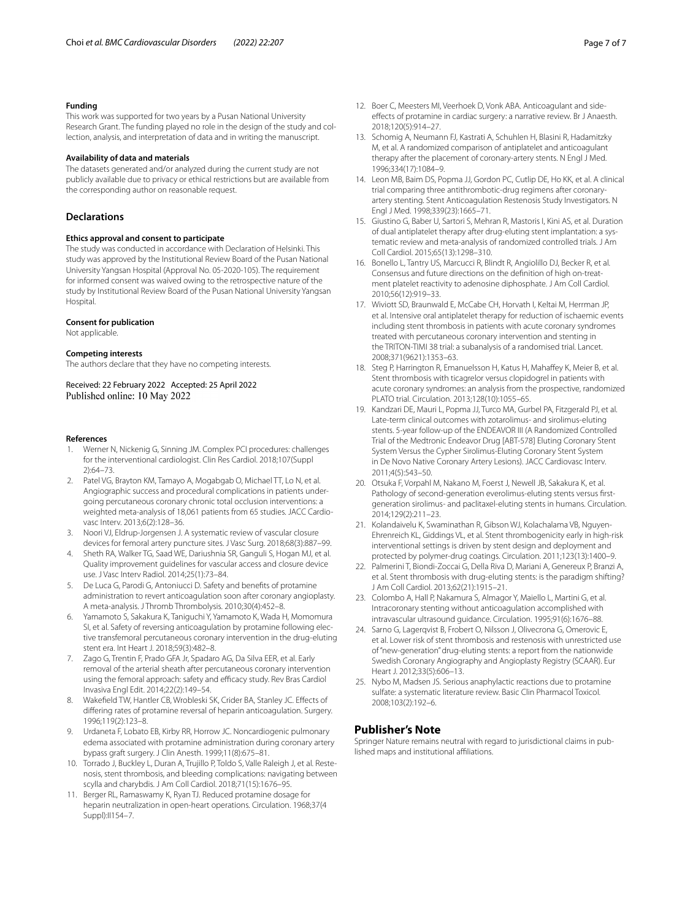#### Funding

This work was supported for two years by a Pusan National University Research Grant. The funding played no role in the design of the study and collection, analysis, and interpretation of data and in writing the manuscript.

#### Availability of data and materials

The datasets generated and/or analyzed during the current study are not publicly available due to privacy or ethical restrictions but are available from the corresponding author on reasonable request.

## Declarations

#### Ethics approval and consent to participate

The study was conducted in accordance with Declaration of Helsinki. This study was approved by the Institutional Review Board of the Pusan National University Yangsan Hospital (Approval No. 05-2020-105). The requirement for informed consent was waived owing to the retrospective nature of the study by Institutional Review Board of the Pusan National University Yangsan Hospital.

#### Consent for publication

Not applicable.

#### Competing interests

The authors declare that they have no competing interests.

Received: 22 February 2022 Accepted: 25 April 2022
Published online: 10 May 2022

#### References

1. Werner N, Nickenig G, Sinning JM. Complex PCI procedures: challenges for the interventional cardiologist. Clin Res Cardiol. 2018;107(Suppl 2):64–73.
2. Patel VG, Brayton KM, Tamayo A, Mogabgab O, Michael TT, Lo N, et al. Angiographic success and procedural complications in patients undergoing percutaneous coronary chronic total occlusion interventions: a weighted meta-analysis of 18,061 patients from 65 studies. JACC Cardiovasc Interv. 2013;6(2):128–36.
3. Noori VJ, Eldrup-Jorgensen J. A systematic review of vascular closure devices for femoral artery puncture sites. J Vasc Surg. 2018;68(3):887–99.
4. Sheth RA, Walker TG, Saad WE, Dariushnia SR, Ganguli S, Hogan MJ, et al. Quality improvement guidelines for vascular access and closure device use. J Vasc Interv Radiol. 2014;25(1):73–84.
5. De Luca G, Parodi G, Antoniucci D. Safety and benefits of protamine administration to revert anticoagulation soon after coronary angioplasty. A meta-analysis. J Thromb Thrombolysis. 2010;30(4):452–8.
6. Yamamoto S, Sakakura K, Taniguchi Y, Yamamoto K, Wada H, Momomura SI, et al. Safety of reversing anticoagulation by protamine following elective transfemoral percutaneous coronary intervention in the drug-eluting stent era. Int Heart J. 2018;59(3):482–8.
7. Zago G, Trentin F, Prado GFA Jr, Spadaro AG, Da Silva EER, et al. Early removal of the arterial sheath after percutaneous coronary intervention using the femoral approach: safety and efficacy study. Rev Bras Cardiol Invasiva Engl Edit. 2014;22(2):149–54.
8. Wakefield TW, Hantler CB, Wrobleski SK, Crider BA, Stanley JC. Effects of differing rates of protamine reversal of heparin anticoagulation. Surgery. 1996;119(2):123–8.
9. Urdaneta F, Lobato EB, Kirby RR, Horrow JC. Noncardiogenic pulmonary edema associated with protamine administration during coronary artery bypass graft surgery. J Clin Anesth. 1999;11(8):675–81.
10. Torrado J, Buckley L, Duran A, Trujillo P, Toldo S, Valle Raleigh J, et al. Restenosis, stent thrombosis, and bleeding complications: navigating between scylla and charybdis. J Am Coll Cardiol. 2018;71(15):1676–95.
11. Berger RL, Ramaswamy K, Ryan TJ. Reduced protamine dosage for heparin neutralization in open-heart operations. Circulation. 1968;37(4 Suppl):II154–7.
12. Boer C, Meesters MI, Veerhoek D, Vonk ABA. Anticoagulant and side-effects of protamine in cardiac surgery: a narrative review. Br J Anaesth. 2018;120(5):914–27.
13. Schomig A, Neumann FJ, Kastrati A, Schuhlen H, Blasini R, Hadamitzky M, et al. A randomized comparison of antiplatelet and anticoagulant therapy after the placement of coronary-artery stents. N Engl J Med. 1996;334(17):1084–9.
14. Leon MB, Baim DS, Popma JJ, Gordon PC, Cutlip DE, Ho KK, et al. A clinical trial comparing three antithrombotic-drug regimens after coronary-artery stenting. Stent Anticoagulation Restenosis Study Investigators. N Engl J Med. 1998;339(23):1665–71.
15. Giustino G, Baber U, Sartori S, Mehran R, Mastoris I, Kini AS, et al. Duration of dual antiplatelet therapy after drug-eluting stent implantation: a systematic review and meta-analysis of randomized controlled trials. J Am Coll Cardiol. 2015;65(13):1298–310.
16. Bonello L, Tantry US, Marcucci R, Blindt R, Angiolillo DJ, Becker R, et al. Consensus and future directions on the definition of high on-treatment platelet reactivity to adenosine diphosphate. J Am Coll Cardiol. 2010;56(12):919–33.
17. Wiviott SD, Braunwald E, McCabe CH, Horvath I, Keltai M, Herrman JP, et al. Intensive oral antiplatelet therapy for reduction of ischaemic events including stent thrombosis in patients with acute coronary syndromes treated with percutaneous coronary intervention and stenting in the TRITON-TIMI 38 trial: a subanalysis of a randomised trial. Lancet. 2008;371(9621):1353–63.
18. Steg P, Harrington R, Emanuelsson H, Katus H, Mahaffey K, Meier B, et al. Stent thrombosis with ticagrelor versus clopidogrel in patients with acute coronary syndromes: an analysis from the prospective, randomized PLATO trial. Circulation. 2013;128(10):1055–65.
19. Kandzari DE, Mauri L, Popma JJ, Turco MA, Gurbel PA, Fitzgerald PJ, et al. Late-term clinical outcomes with zotarolimus- and sirolimus-eluting stents. 5-year follow-up of the ENDEAVOR III (A Randomized Controlled Trial of the Medtronic Endeavor Drug [ABT-578] Eluting Coronary Stent System Versus the Cypher Sirolimus-Eluting Coronary Stent System in De Novo Native Coronary Artery Lesions). JACC Cardiovasc Interv. 2011;4(5):543–50.
20. Otsuka F, Vorpahl M, Nakano M, Foerst J, Newell JB, Sakakura K, et al. Pathology of second-generation everolimus-eluting stents versus first-generation sirolimus- and paclitaxel-eluting stents in humans. Circulation. 2014;129(2):211–23.
21. Kolandaivelu K, Swaminathan R, Gibson WJ, Kolachalama VB, Nguyen-Ehrenreich KL, Giddings VL, et al. Stent thrombogenicity early in high-risk interventional settings is driven by stent design and deployment and protected by polymer-drug coatings. Circulation. 2011;123(13):1400–9.
22. Palmerini T, Biondi-Zoccai G, Della Riva D, Mariani A, Genereux P, Branzi A, et al. Stent thrombosis with drug-eluting stents: is the paradigm shifting? J Am Coll Cardiol. 2013;62(21):1915–21.
23. Colombo A, Hall P, Nakamura S, Almagor Y, Maiello L, Martini G, et al. Intracoronary stenting without anticoagulation accomplished with intravascular ultrasound guidance. Circulation. 1995;91(6):1676–88.
24. Sarno G, Lagerqvist B, Frobert O, Nilsson J, Olivecrona G, Omerovic E, et al. Lower risk of stent thrombosis and restenosis with unrestricted use of "new-generation" drug-eluting stents: a report from the nationwide Swedish Coronary Angiography and Angioplasty Registry (SCAAR). Eur Heart J. 2012;33(5):606–13.
25. Nybo M, Madsen JS. Serious anaphylactic reactions due to protamine sulfate: a systematic literature review. Basic Clin Pharmacol Toxicol. 2008;103(2):192–6.

## Publisher's Note

Springer Nature remains neutral with regard to jurisdictional claims in published maps and institutional affiliations.